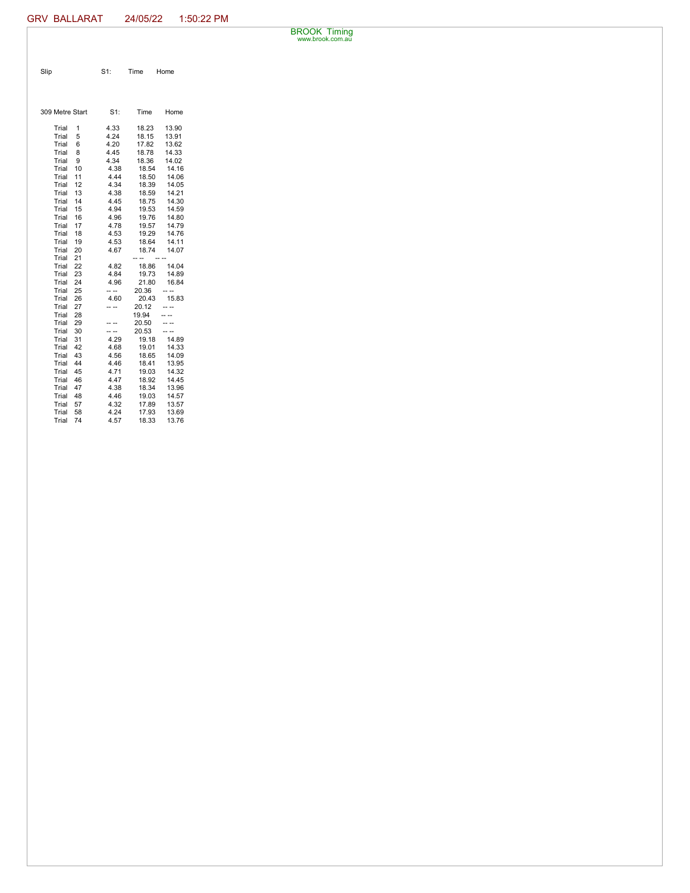GRV BALLARAT 24/05/22 1:50:22 PM

BROOK Timing
www.brook.com.au

| Slip | S1: | Time | Home |
|---|---|---|---|

| 309 Metre Start | S1: | Time | Home |
|---|---|---|---|
| Trial 1 | 4.33 | 18.23 | 13.90 |
| Trial 5 | 4.24 | 18.15 | 13.91 |
| Trial 6 | 4.20 | 17.82 | 13.62 |
| Trial 8 | 4.45 | 18.78 | 14.33 |
| Trial 9 | 4.34 | 18.36 | 14.02 |
| Trial 10 | 4.38 | 18.54 | 14.16 |
| Trial 11 | 4.44 | 18.50 | 14.06 |
| Trial 12 | 4.34 | 18.39 | 14.05 |
| Trial 13 | 4.38 | 18.59 | 14.21 |
| Trial 14 | 4.45 | 18.75 | 14.30 |
| Trial 15 | 4.94 | 19.53 | 14.59 |
| Trial 16 | 4.96 | 19.76 | 14.80 |
| Trial 17 | 4.78 | 19.57 | 14.79 |
| Trial 18 | 4.53 | 19.29 | 14.76 |
| Trial 19 | 4.53 | 18.64 | 14.11 |
| Trial 20 | 4.67 | 18.74 | 14.07 |
| Trial 21 | | -- -- | -- -- |
| Trial 22 | 4.82 | 18.86 | 14.04 |
| Trial 23 | 4.84 | 19.73 | 14.89 |
| Trial 24 | 4.96 | 21.80 | 16.84 |
| Trial 25 | -- -- | 20.36 | -- -- |
| Trial 26 | 4.60 | 20.43 | 15.83 |
| Trial 27 | -- -- | 20.12 | -- -- |
| Trial 28 | | 19.94 | -- -- |
| Trial 29 | -- -- | 20.50 | -- -- |
| Trial 30 | -- -- | 20.53 | -- -- |
| Trial 31 | 4.29 | 19.18 | 14.89 |
| Trial 42 | 4.68 | 19.01 | 14.33 |
| Trial 43 | 4.56 | 18.65 | 14.09 |
| Trial 44 | 4.46 | 18.41 | 13.95 |
| Trial 45 | 4.71 | 19.03 | 14.32 |
| Trial 46 | 4.47 | 18.92 | 14.45 |
| Trial 47 | 4.38 | 18.34 | 13.96 |
| Trial 48 | 4.46 | 19.03 | 14.57 |
| Trial 57 | 4.32 | 17.89 | 13.57 |
| Trial 58 | 4.24 | 17.93 | 13.69 |
| Trial 74 | 4.57 | 18.33 | 13.76 |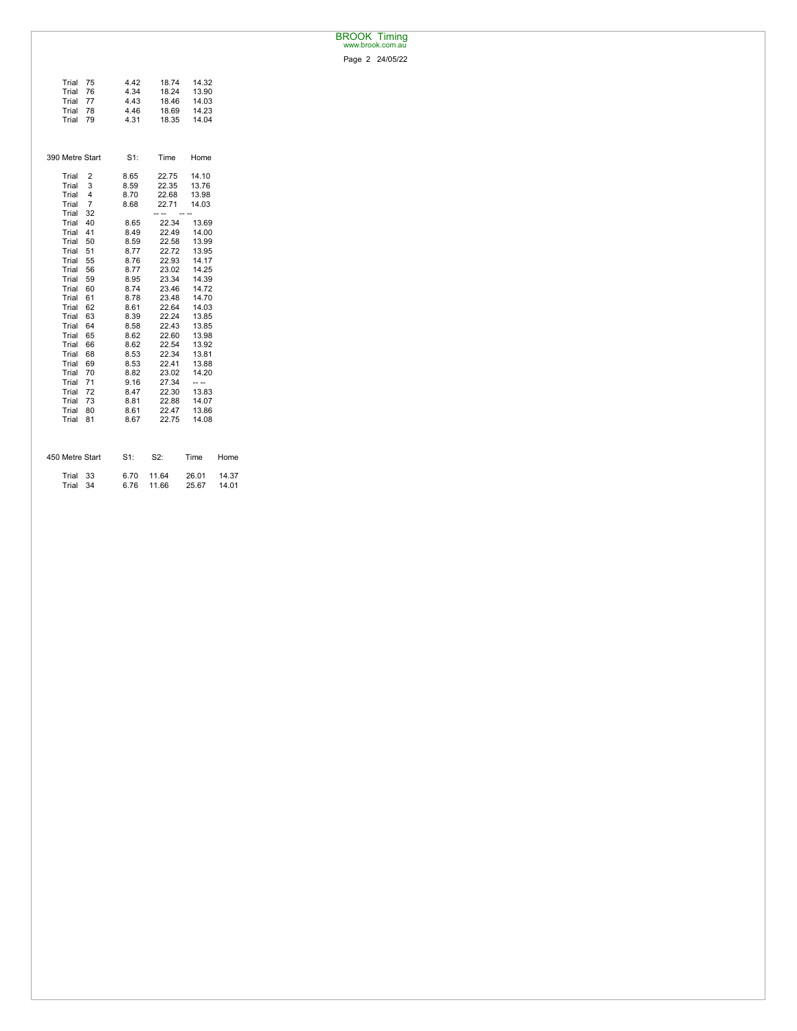| | | | |
|---|---|---|---|
| Trial 75 | 4.42 | 18.74 | 14.32 |
| Trial 76 | 4.34 | 18.24 | 13.90 |
| Trial 77 | 4.43 | 18.46 | 14.03 |
| Trial 78 | 4.46 | 18.69 | 14.23 |
| Trial 79 | 4.31 | 18.35 | 14.04 |

| 390 Metre Start | S1: | Time | Home |
|---|---|---|---|
| Trial 2 | 8.65 | 22.75 | 14.10 |
| Trial 3 | 8.59 | 22.35 | 13.76 |
| Trial 4 | 8.70 | 22.68 | 13.98 |
| Trial 7 | 8.68 | 22.71 | 14.03 |
| Trial 32 | | -- -- | -- -- |
| Trial 40 | 8.65 | 22.34 | 13.69 |
| Trial 41 | 8.49 | 22.49 | 14.00 |
| Trial 50 | 8.59 | 22.58 | 13.99 |
| Trial 51 | 8.77 | 22.72 | 13.95 |
| Trial 55 | 8.76 | 22.93 | 14.17 |
| Trial 56 | 8.77 | 23.02 | 14.25 |
| Trial 59 | 8.95 | 23.34 | 14.39 |
| Trial 60 | 8.74 | 23.46 | 14.72 |
| Trial 61 | 8.78 | 23.48 | 14.70 |
| Trial 62 | 8.61 | 22.64 | 14.03 |
| Trial 63 | 8.39 | 22.24 | 13.85 |
| Trial 64 | 8.58 | 22.43 | 13.85 |
| Trial 65 | 8.62 | 22.60 | 13.98 |
| Trial 66 | 8.62 | 22.54 | 13.92 |
| Trial 68 | 8.53 | 22.34 | 13.81 |
| Trial 69 | 8.53 | 22.41 | 13.88 |
| Trial 70 | 8.82 | 23.02 | 14.20 |
| Trial 71 | 9.16 | 27.34 | -- -- |
| Trial 72 | 8.47 | 22.30 | 13.83 |
| Trial 73 | 8.81 | 22.88 | 14.07 |
| Trial 80 | 8.61 | 22.47 | 13.86 |
| Trial 81 | 8.67 | 22.75 | 14.08 |

| 450 Metre Start | S1: | S2: | Time | Home |
|---|---|---|---|---|
| Trial 33 | 6.70 | 11.64 | 26.01 | 14.37 |
| Trial 34 | 6.76 | 11.66 | 25.67 | 14.01 |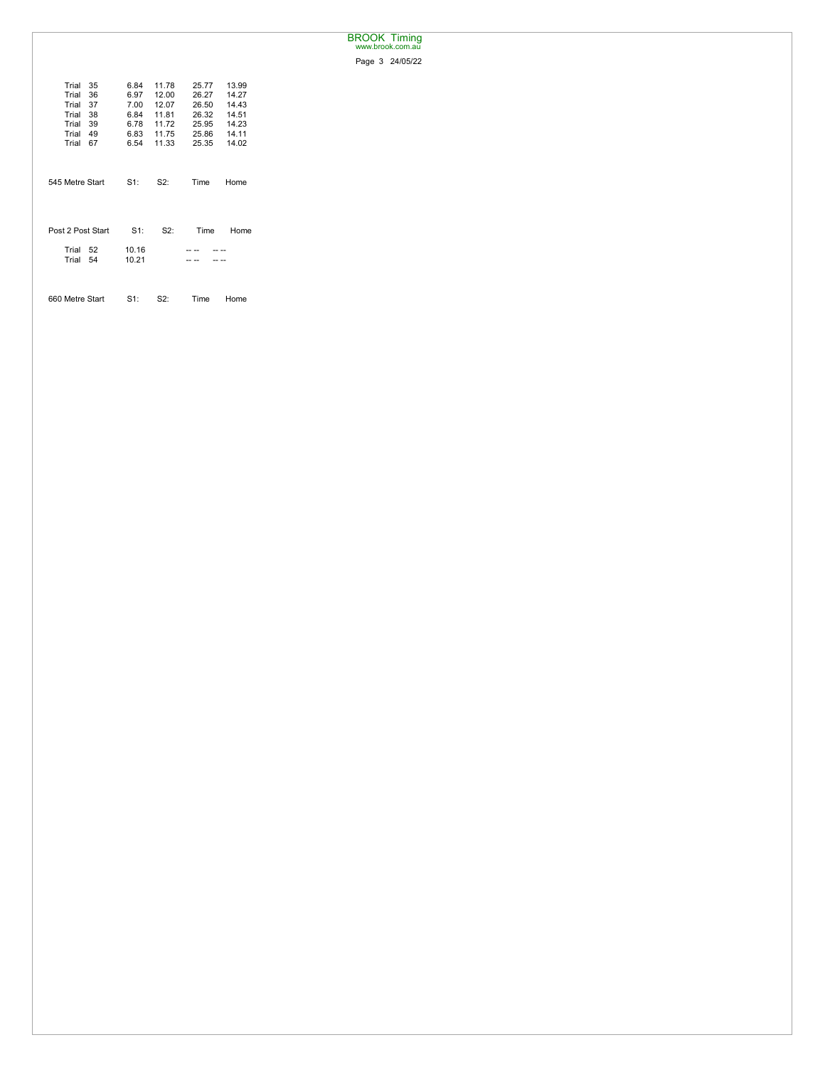| | | | | |
|---|---|---|---|---|
| Trial 35 | 6.84 | 11.78 | 25.77 | 13.99 |
| Trial 36 | 6.97 | 12.00 | 26.27 | 14.27 |
| Trial 37 | 7.00 | 12.07 | 26.50 | 14.43 |
| Trial 38 | 6.84 | 11.81 | 26.32 | 14.51 |
| Trial 39 | 6.78 | 11.72 | 25.95 | 14.23 |
| Trial 49 | 6.83 | 11.75 | 25.86 | 14.11 |
| Trial 67 | 6.54 | 11.33 | 25.35 | 14.02 |

| 545 Metre Start | S1: | S2: | Time | Home |
|---|---|---|---|---|

| Post 2 Post Start | S1: | S2: | Time | Home |
|---|---|---|---|---|
| Trial 52 | 10.16 | | -- -- | -- -- |
| Trial 54 | 10.21 | | -- -- | -- -- |

| 660 Metre Start | S1: | S2: | Time | Home |
|---|---|---|---|---|